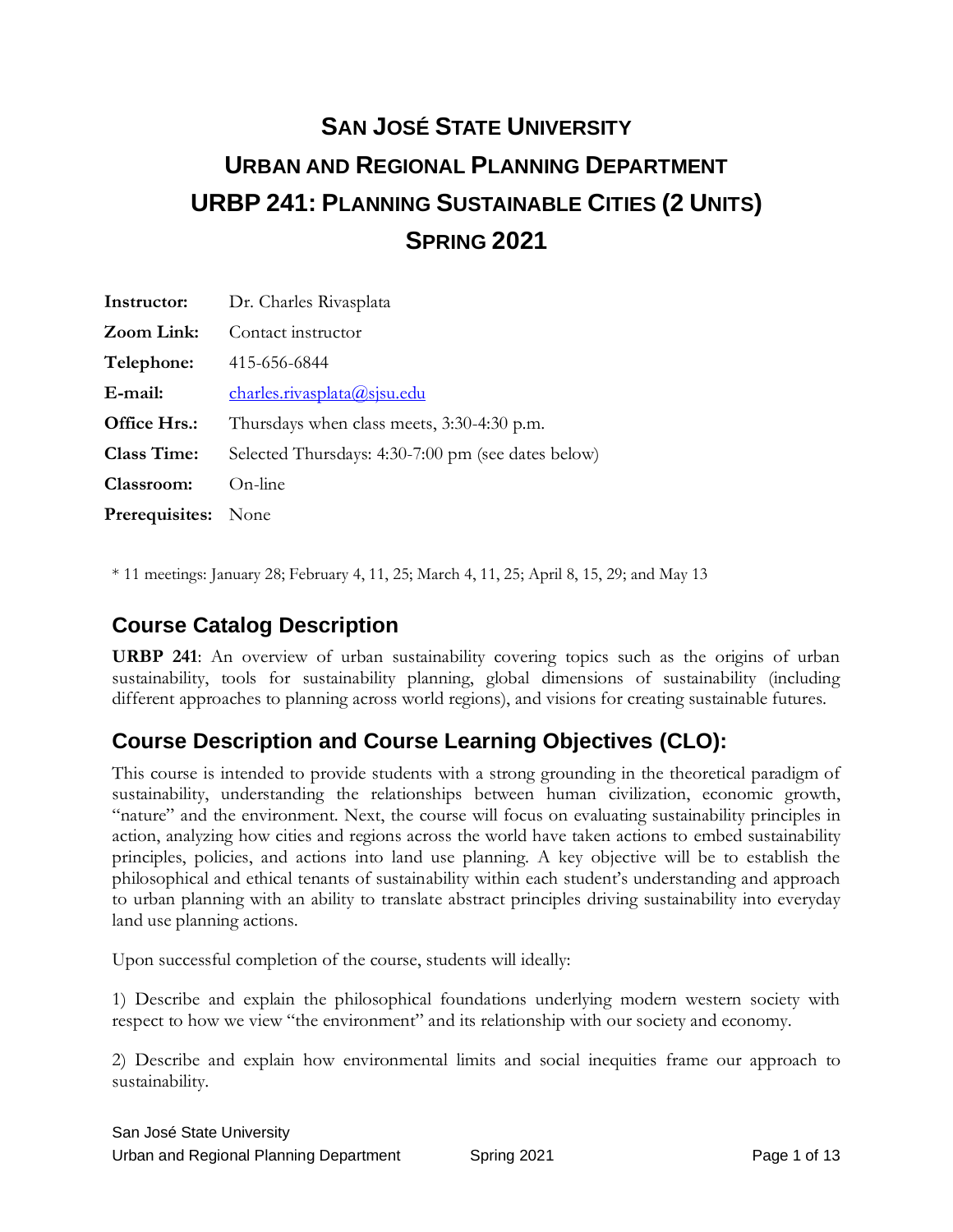# San José State University
# Urban and Regional Planning Department
# URBP 241: Planning Sustainable Cities (2 Units)
# Spring 2021

| | |
|---|---|
| **Instructor:** | Dr. Charles Rivasplata |
| **Zoom Link:** | Contact instructor |
| **Telephone:** | 415-656-6844 |
| **E-mail:** | charles.rivasplata@sjsu.edu |
| **Office Hrs.:** | Thursdays when class meets, 3:30-4:30 p.m. |
| **Class Time:** | Selected Thursdays: 4:30-7:00 pm (see dates below) |
| **Classroom:** | On-line |
| **Prerequisites:** | None |

* 11 meetings: January 28; February 4, 11, 25; March 4, 11, 25; April 8, 15, 29; and May 13

## Course Catalog Description

**URBP 241**: An overview of urban sustainability covering topics such as the origins of urban sustainability, tools for sustainability planning, global dimensions of sustainability (including different approaches to planning across world regions), and visions for creating sustainable futures.

## Course Description and Course Learning Objectives (CLO):

This course is intended to provide students with a strong grounding in the theoretical paradigm of sustainability, understanding the relationships between human civilization, economic growth, "nature" and the environment. Next, the course will focus on evaluating sustainability principles in action, analyzing how cities and regions across the world have taken actions to embed sustainability principles, policies, and actions into land use planning. A key objective will be to establish the philosophical and ethical tenants of sustainability within each student's understanding and approach to urban planning with an ability to translate abstract principles driving sustainability into everyday land use planning actions.

Upon successful completion of the course, students will ideally:

1) Describe and explain the philosophical foundations underlying modern western society with respect to how we view "the environment" and its relationship with our society and economy.

2) Describe and explain how environmental limits and social inequities frame our approach to sustainability.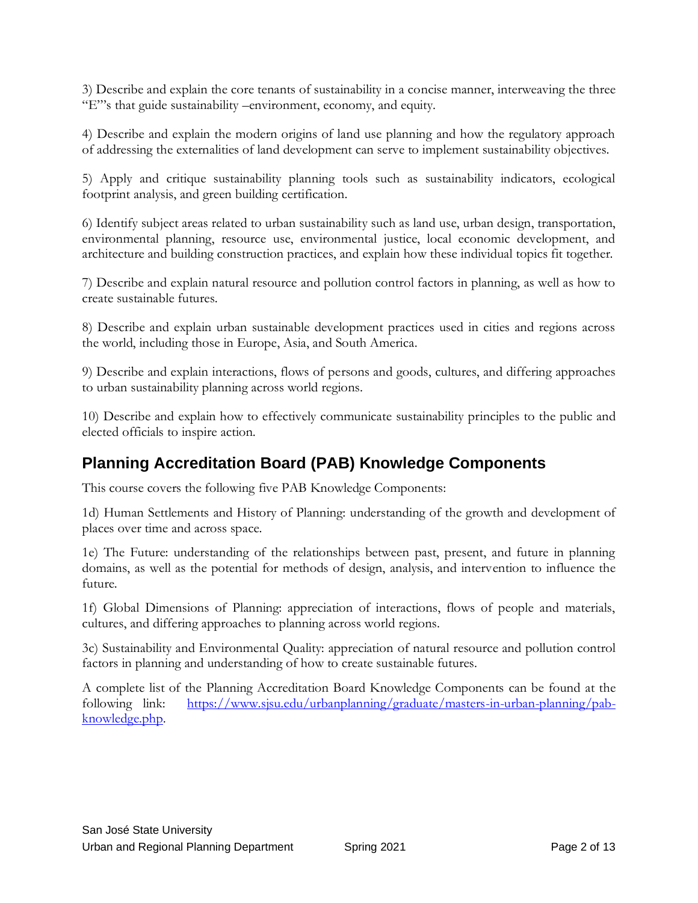3) Describe and explain the core tenants of sustainability in a concise manner, interweaving the three "E"'s that guide sustainability –environment, economy, and equity.

4) Describe and explain the modern origins of land use planning and how the regulatory approach of addressing the externalities of land development can serve to implement sustainability objectives.

5) Apply and critique sustainability planning tools such as sustainability indicators, ecological footprint analysis, and green building certification.

6) Identify subject areas related to urban sustainability such as land use, urban design, transportation, environmental planning, resource use, environmental justice, local economic development, and architecture and building construction practices, and explain how these individual topics fit together.

7) Describe and explain natural resource and pollution control factors in planning, as well as how to create sustainable futures.

8) Describe and explain urban sustainable development practices used in cities and regions across the world, including those in Europe, Asia, and South America.

9) Describe and explain interactions, flows of persons and goods, cultures, and differing approaches to urban sustainability planning across world regions.

10) Describe and explain how to effectively communicate sustainability principles to the public and elected officials to inspire action.

## Planning Accreditation Board (PAB) Knowledge Components

This course covers the following five PAB Knowledge Components:

1d) Human Settlements and History of Planning: understanding of the growth and development of places over time and across space.

1e) The Future: understanding of the relationships between past, present, and future in planning domains, as well as the potential for methods of design, analysis, and intervention to influence the future.

1f) Global Dimensions of Planning: appreciation of interactions, flows of people and materials, cultures, and differing approaches to planning across world regions.

3c) Sustainability and Environmental Quality: appreciation of natural resource and pollution control factors in planning and understanding of how to create sustainable futures.

A complete list of the Planning Accreditation Board Knowledge Components can be found at the following link: https://www.sjsu.edu/urbanplanning/graduate/masters-in-urban-planning/pab-knowledge.php.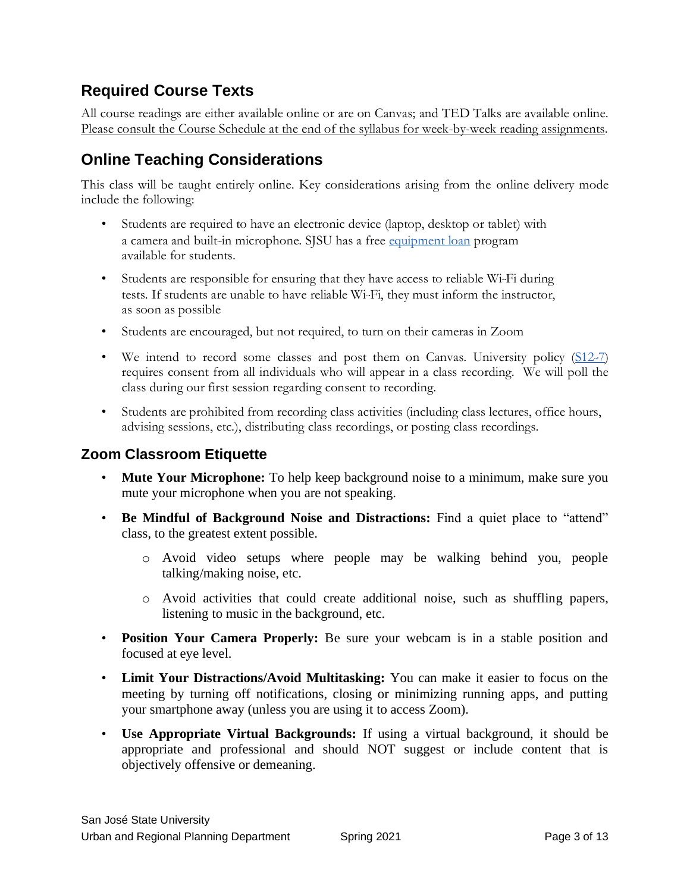## Required Course Texts

All course readings are either available online or are on Canvas; and TED Talks are available online. Please consult the Course Schedule at the end of the syllabus for week-by-week reading assignments.

## Online Teaching Considerations

This class will be taught entirely online. Key considerations arising from the online delivery mode include the following:

- Students are required to have an electronic device (laptop, desktop or tablet) with a camera and built-in microphone. SJSU has a free equipment loan program available for students.
- Students are responsible for ensuring that they have access to reliable Wi-Fi during tests. If students are unable to have reliable Wi-Fi, they must inform the instructor, as soon as possible
- Students are encouraged, but not required, to turn on their cameras in Zoom
- We intend to record some classes and post them on Canvas. University policy (S12-7) requires consent from all individuals who will appear in a class recording. We will poll the class during our first session regarding consent to recording.
- Students are prohibited from recording class activities (including class lectures, office hours, advising sessions, etc.), distributing class recordings, or posting class recordings.

### Zoom Classroom Etiquette

- **Mute Your Microphone:** To help keep background noise to a minimum, make sure you mute your microphone when you are not speaking.
- **Be Mindful of Background Noise and Distractions:** Find a quiet place to "attend" class, to the greatest extent possible.
  - Avoid video setups where people may be walking behind you, people talking/making noise, etc.
  - Avoid activities that could create additional noise, such as shuffling papers, listening to music in the background, etc.
- **Position Your Camera Properly:** Be sure your webcam is in a stable position and focused at eye level.
- **Limit Your Distractions/Avoid Multitasking:** You can make it easier to focus on the meeting by turning off notifications, closing or minimizing running apps, and putting your smartphone away (unless you are using it to access Zoom).
- **Use Appropriate Virtual Backgrounds:** If using a virtual background, it should be appropriate and professional and should NOT suggest or include content that is objectively offensive or demeaning.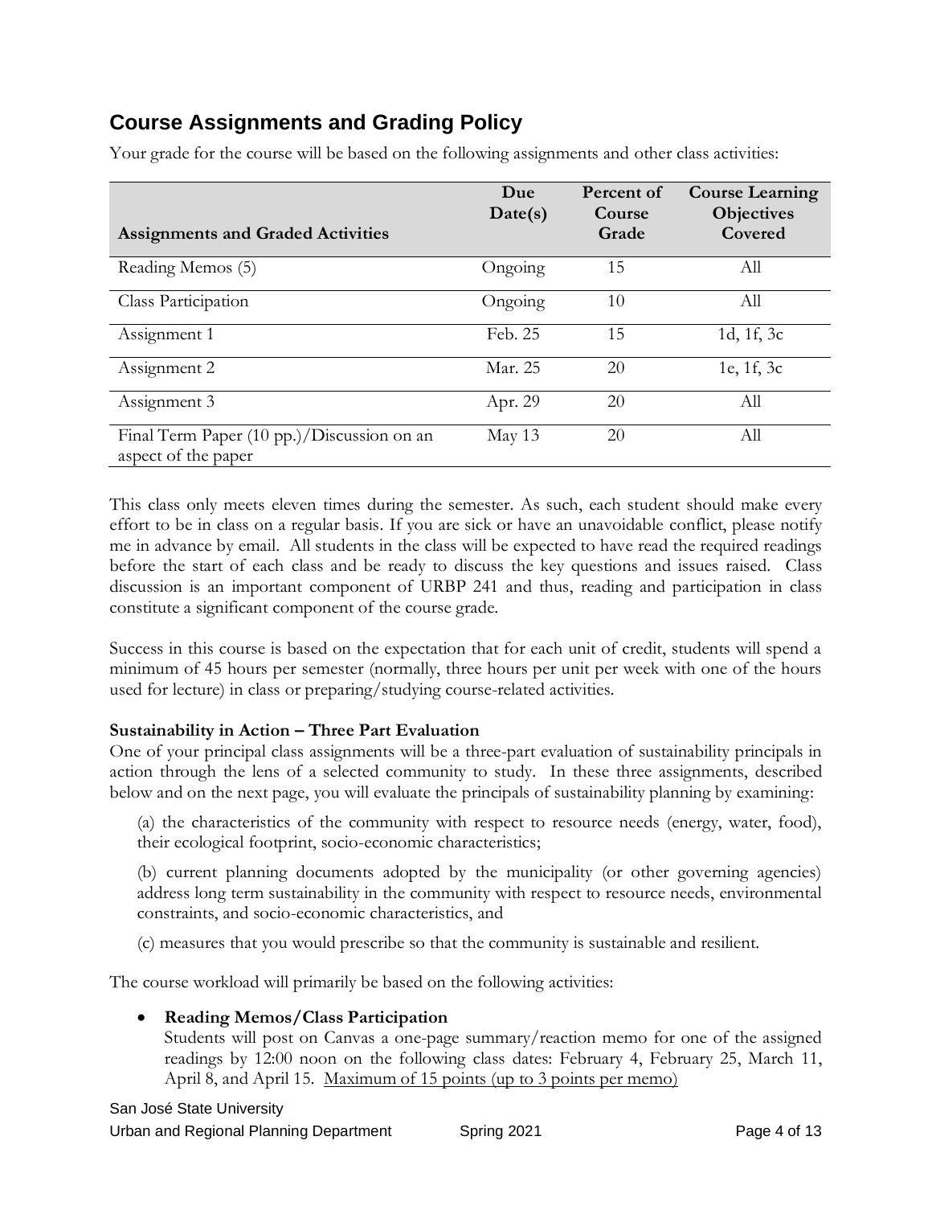## Course Assignments and Grading Policy

Your grade for the course will be based on the following assignments and other class activities:

| Assignments and Graded Activities | Due Date(s) | Percent of Course Grade | Course Learning Objectives Covered |
|---|---|---|---|
| Reading Memos (5) | Ongoing | 15 | All |
| Class Participation | Ongoing | 10 | All |
| Assignment 1 | Feb. 25 | 15 | 1d, 1f, 3c |
| Assignment 2 | Mar. 25 | 20 | 1e, 1f, 3c |
| Assignment 3 | Apr. 29 | 20 | All |
| Final Term Paper (10 pp.)/Discussion on an aspect of the paper | May 13 | 20 | All |

This class only meets eleven times during the semester. As such, each student should make every effort to be in class on a regular basis. If you are sick or have an unavoidable conflict, please notify me in advance by email. All students in the class will be expected to have read the required readings before the start of each class and be ready to discuss the key questions and issues raised. Class discussion is an important component of URBP 241 and thus, reading and participation in class constitute a significant component of the course grade.

Success in this course is based on the expectation that for each unit of credit, students will spend a minimum of 45 hours per semester (normally, three hours per unit per week with one of the hours used for lecture) in class or preparing/studying course-related activities.

**Sustainability in Action – Three Part Evaluation**

One of your principal class assignments will be a three-part evaluation of sustainability principals in action through the lens of a selected community to study. In these three assignments, described below and on the next page, you will evaluate the principals of sustainability planning by examining:

(a) the characteristics of the community with respect to resource needs (energy, water, food), their ecological footprint, socio-economic characteristics;

(b) current planning documents adopted by the municipality (or other governing agencies) address long term sustainability in the community with respect to resource needs, environmental constraints, and socio-economic characteristics, and

(c) measures that you would prescribe so that the community is sustainable and resilient.

The course workload will primarily be based on the following activities:

- **Reading Memos/Class Participation**
  Students will post on Canvas a one-page summary/reaction memo for one of the assigned readings by 12:00 noon on the following class dates: February 4, February 25, March 11, April 8, and April 15. <u>Maximum of 15 points (up to 3 points per memo)</u>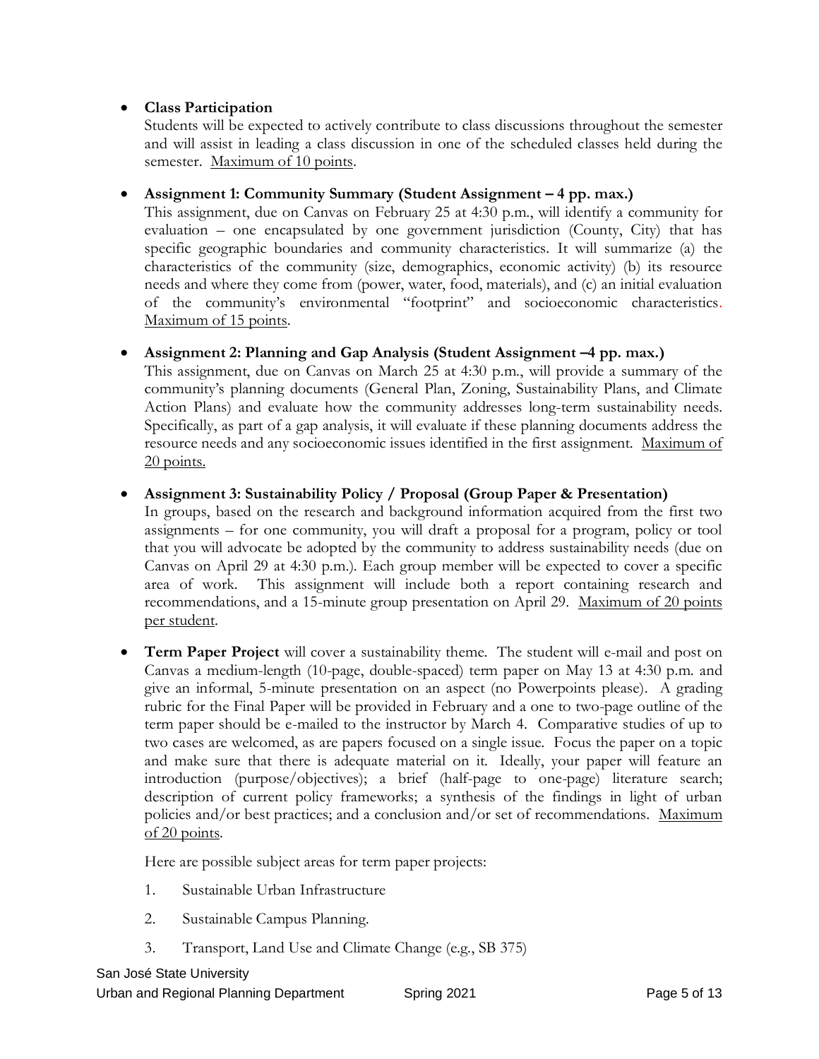- **Class Participation**
  Students will be expected to actively contribute to class discussions throughout the semester and will assist in leading a class discussion in one of the scheduled classes held during the semester. Maximum of 10 points.

- **Assignment 1: Community Summary (Student Assignment – 4 pp. max.)**
  This assignment, due on Canvas on February 25 at 4:30 p.m., will identify a community for evaluation – one encapsulated by one government jurisdiction (County, City) that has specific geographic boundaries and community characteristics. It will summarize (a) the characteristics of the community (size, demographics, economic activity) (b) its resource needs and where they come from (power, water, food, materials), and (c) an initial evaluation of the community's environmental "footprint" and socioeconomic characteristics. Maximum of 15 points.

- **Assignment 2: Planning and Gap Analysis (Student Assignment –4 pp. max.)**
  This assignment, due on Canvas on March 25 at 4:30 p.m., will provide a summary of the community's planning documents (General Plan, Zoning, Sustainability Plans, and Climate Action Plans) and evaluate how the community addresses long-term sustainability needs. Specifically, as part of a gap analysis, it will evaluate if these planning documents address the resource needs and any socioeconomic issues identified in the first assignment. Maximum of 20 points.

- **Assignment 3: Sustainability Policy / Proposal (Group Paper & Presentation)**
  In groups, based on the research and background information acquired from the first two assignments – for one community, you will draft a proposal for a program, policy or tool that you will advocate be adopted by the community to address sustainability needs (due on Canvas on April 29 at 4:30 p.m.). Each group member will be expected to cover a specific area of work. This assignment will include both a report containing research and recommendations, and a 15-minute group presentation on April 29. Maximum of 20 points per student.

- **Term Paper Project** will cover a sustainability theme. The student will e-mail and post on Canvas a medium-length (10-page, double-spaced) term paper on May 13 at 4:30 p.m. and give an informal, 5-minute presentation on an aspect (no Powerpoints please). A grading rubric for the Final Paper will be provided in February and a one to two-page outline of the term paper should be e-mailed to the instructor by March 4. Comparative studies of up to two cases are welcomed, as are papers focused on a single issue. Focus the paper on a topic and make sure that there is adequate material on it. Ideally, your paper will feature an introduction (purpose/objectives); a brief (half-page to one-page) literature search; description of current policy frameworks; a synthesis of the findings in light of urban policies and/or best practices; and a conclusion and/or set of recommendations. Maximum of 20 points.

  Here are possible subject areas for term paper projects:

  1. Sustainable Urban Infrastructure
  2. Sustainable Campus Planning.
  3. Transport, Land Use and Climate Change (e.g., SB 375)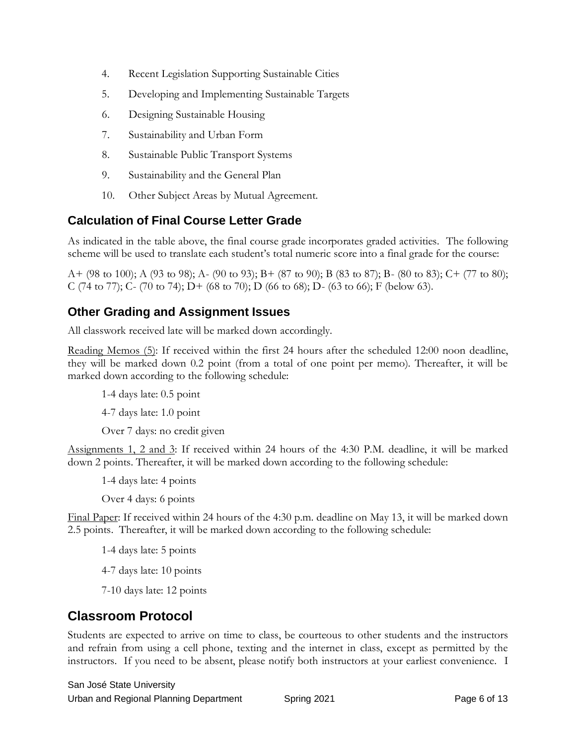4. Recent Legislation Supporting Sustainable Cities
5. Developing and Implementing Sustainable Targets
6. Designing Sustainable Housing
7. Sustainability and Urban Form
8. Sustainable Public Transport Systems
9. Sustainability and the General Plan
10. Other Subject Areas by Mutual Agreement.

## Calculation of Final Course Letter Grade

As indicated in the table above, the final course grade incorporates graded activities. The following scheme will be used to translate each student's total numeric score into a final grade for the course:

A+ (98 to 100); A (93 to 98); A- (90 to 93); B+ (87 to 90); B (83 to 87); B- (80 to 83); C+ (77 to 80); C (74 to 77); C- (70 to 74); D+ (68 to 70); D (66 to 68); D- (63 to 66); F (below 63).

## Other Grading and Assignment Issues

All classwork received late will be marked down accordingly.

Reading Memos (5): If received within the first 24 hours after the scheduled 12:00 noon deadline, they will be marked down 0.2 point (from a total of one point per memo). Thereafter, it will be marked down according to the following schedule:

1-4 days late: 0.5 point

4-7 days late: 1.0 point

Over 7 days: no credit given

Assignments 1, 2 and 3: If received within 24 hours of the 4:30 P.M. deadline, it will be marked down 2 points. Thereafter, it will be marked down according to the following schedule:

1-4 days late: 4 points

Over 4 days: 6 points

Final Paper: If received within 24 hours of the 4:30 p.m. deadline on May 13, it will be marked down 2.5 points. Thereafter, it will be marked down according to the following schedule:

1-4 days late: 5 points

4-7 days late: 10 points

7-10 days late: 12 points

## Classroom Protocol

Students are expected to arrive on time to class, be courteous to other students and the instructors and refrain from using a cell phone, texting and the internet in class, except as permitted by the instructors. If you need to be absent, please notify both instructors at your earliest convenience. I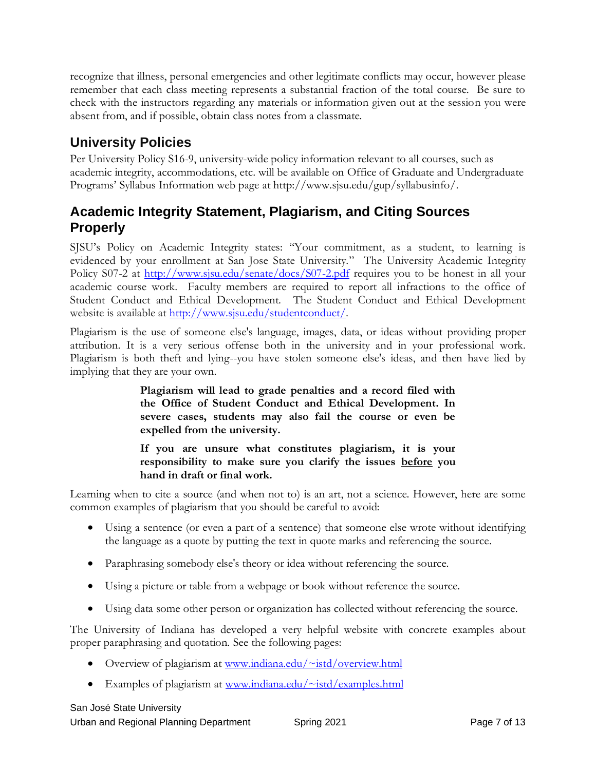recognize that illness, personal emergencies and other legitimate conflicts may occur, however please remember that each class meeting represents a substantial fraction of the total course. Be sure to check with the instructors regarding any materials or information given out at the session you were absent from, and if possible, obtain class notes from a classmate.

## University Policies

Per University Policy S16-9, university-wide policy information relevant to all courses, such as academic integrity, accommodations, etc. will be available on Office of Graduate and Undergraduate Programs' Syllabus Information web page at http://www.sjsu.edu/gup/syllabusinfo/.

## Academic Integrity Statement, Plagiarism, and Citing Sources Properly

SJSU's Policy on Academic Integrity states: "Your commitment, as a student, to learning is evidenced by your enrollment at San Jose State University." The University Academic Integrity Policy S07-2 at [http://www.sjsu.edu/senate/docs/S07-2.pdf](http://www.sjsu.edu/senate/docs/S07-2.pdf) requires you to be honest in all your academic course work. Faculty members are required to report all infractions to the office of Student Conduct and Ethical Development. The Student Conduct and Ethical Development website is available at [http://www.sjsu.edu/studentconduct/](http://www.sjsu.edu/studentconduct/).

Plagiarism is the use of someone else's language, images, data, or ideas without providing proper attribution. It is a very serious offense both in the university and in your professional work. Plagiarism is both theft and lying--you have stolen someone else's ideas, and then have lied by implying that they are your own.

> **Plagiarism will lead to grade penalties and a record filed with the Office of Student Conduct and Ethical Development. In severe cases, students may also fail the course or even be expelled from the university.**
>
> **If you are unsure what constitutes plagiarism, it is your responsibility to make sure you clarify the issues <u>before</u> you hand in draft or final work.**

Learning when to cite a source (and when not to) is an art, not a science. However, here are some common examples of plagiarism that you should be careful to avoid:

- Using a sentence (or even a part of a sentence) that someone else wrote without identifying the language as a quote by putting the text in quote marks and referencing the source.
- Paraphrasing somebody else's theory or idea without referencing the source.
- Using a picture or table from a webpage or book without reference the source.
- Using data some other person or organization has collected without referencing the source.

The University of Indiana has developed a very helpful website with concrete examples about proper paraphrasing and quotation. See the following pages:

- Overview of plagiarism at [www.indiana.edu/~istd/overview.html](www.indiana.edu/~istd/overview.html)
- Examples of plagiarism at [www.indiana.edu/~istd/examples.html](www.indiana.edu/~istd/examples.html)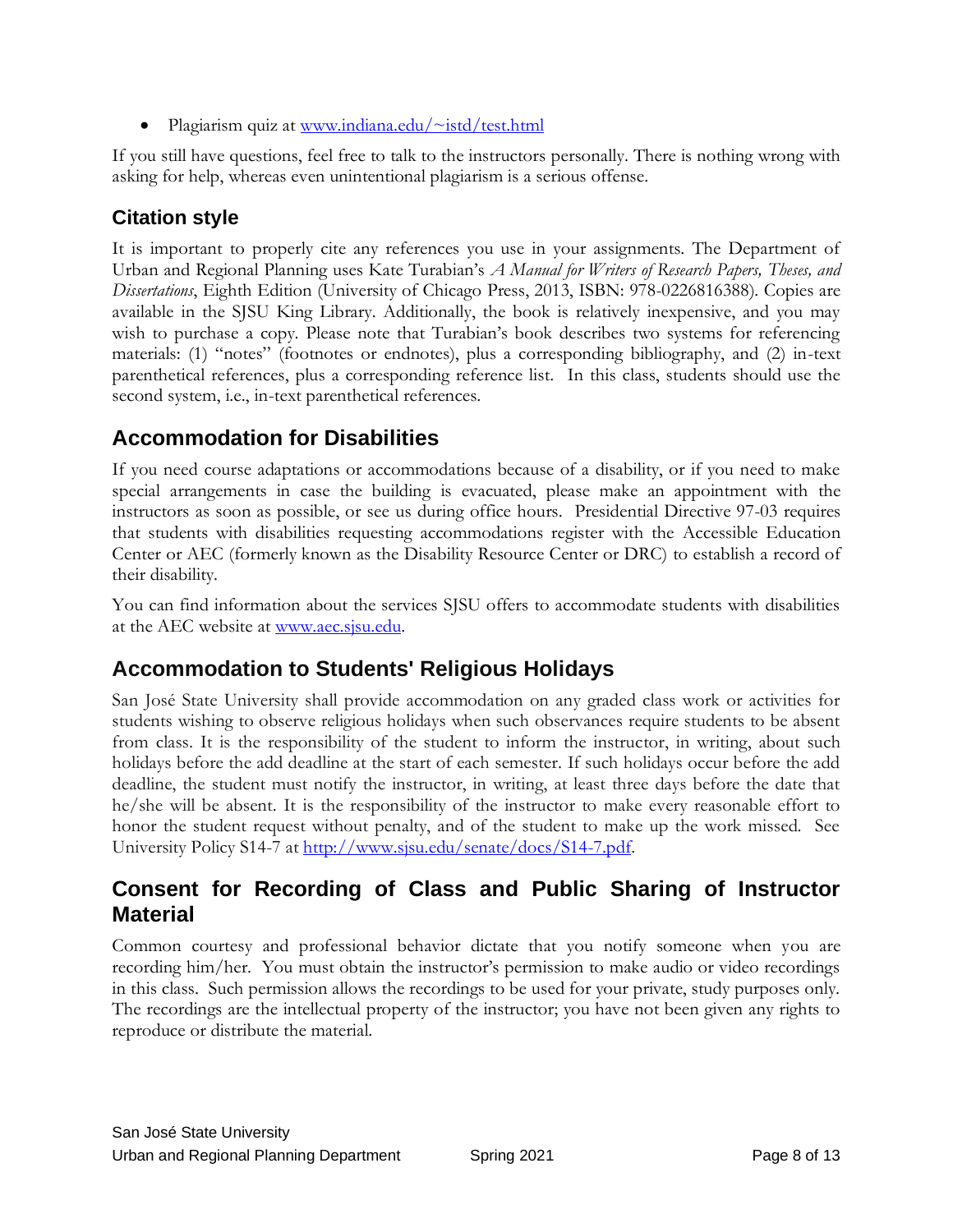- Plagiarism quiz at [www.indiana.edu/~istd/test.html](www.indiana.edu/~istd/test.html)

If you still have questions, feel free to talk to the instructors personally. There is nothing wrong with asking for help, whereas even unintentional plagiarism is a serious offense.

## Citation style

It is important to properly cite any references you use in your assignments. The Department of Urban and Regional Planning uses Kate Turabian's *A Manual for Writers of Research Papers, Theses, and Dissertations*, Eighth Edition (University of Chicago Press, 2013, ISBN: 978-0226816388). Copies are available in the SJSU King Library. Additionally, the book is relatively inexpensive, and you may wish to purchase a copy. Please note that Turabian's book describes two systems for referencing materials: (1) "notes" (footnotes or endnotes), plus a corresponding bibliography, and (2) in-text parenthetical references, plus a corresponding reference list. In this class, students should use the second system, i.e., in-text parenthetical references.

## Accommodation for Disabilities

If you need course adaptations or accommodations because of a disability, or if you need to make special arrangements in case the building is evacuated, please make an appointment with the instructors as soon as possible, or see us during office hours. Presidential Directive 97-03 requires that students with disabilities requesting accommodations register with the Accessible Education Center or AEC (formerly known as the Disability Resource Center or DRC) to establish a record of their disability.

You can find information about the services SJSU offers to accommodate students with disabilities at the AEC website at [www.aec.sjsu.edu](www.aec.sjsu.edu).

## Accommodation to Students' Religious Holidays

San José State University shall provide accommodation on any graded class work or activities for students wishing to observe religious holidays when such observances require students to be absent from class. It is the responsibility of the student to inform the instructor, in writing, about such holidays before the add deadline at the start of each semester. If such holidays occur before the add deadline, the student must notify the instructor, in writing, at least three days before the date that he/she will be absent. It is the responsibility of the instructor to make every reasonable effort to honor the student request without penalty, and of the student to make up the work missed. See University Policy S14-7 at [http://www.sjsu.edu/senate/docs/S14-7.pdf](http://www.sjsu.edu/senate/docs/S14-7.pdf).

## Consent for Recording of Class and Public Sharing of Instructor Material

Common courtesy and professional behavior dictate that you notify someone when you are recording him/her. You must obtain the instructor's permission to make audio or video recordings in this class. Such permission allows the recordings to be used for your private, study purposes only. The recordings are the intellectual property of the instructor; you have not been given any rights to reproduce or distribute the material.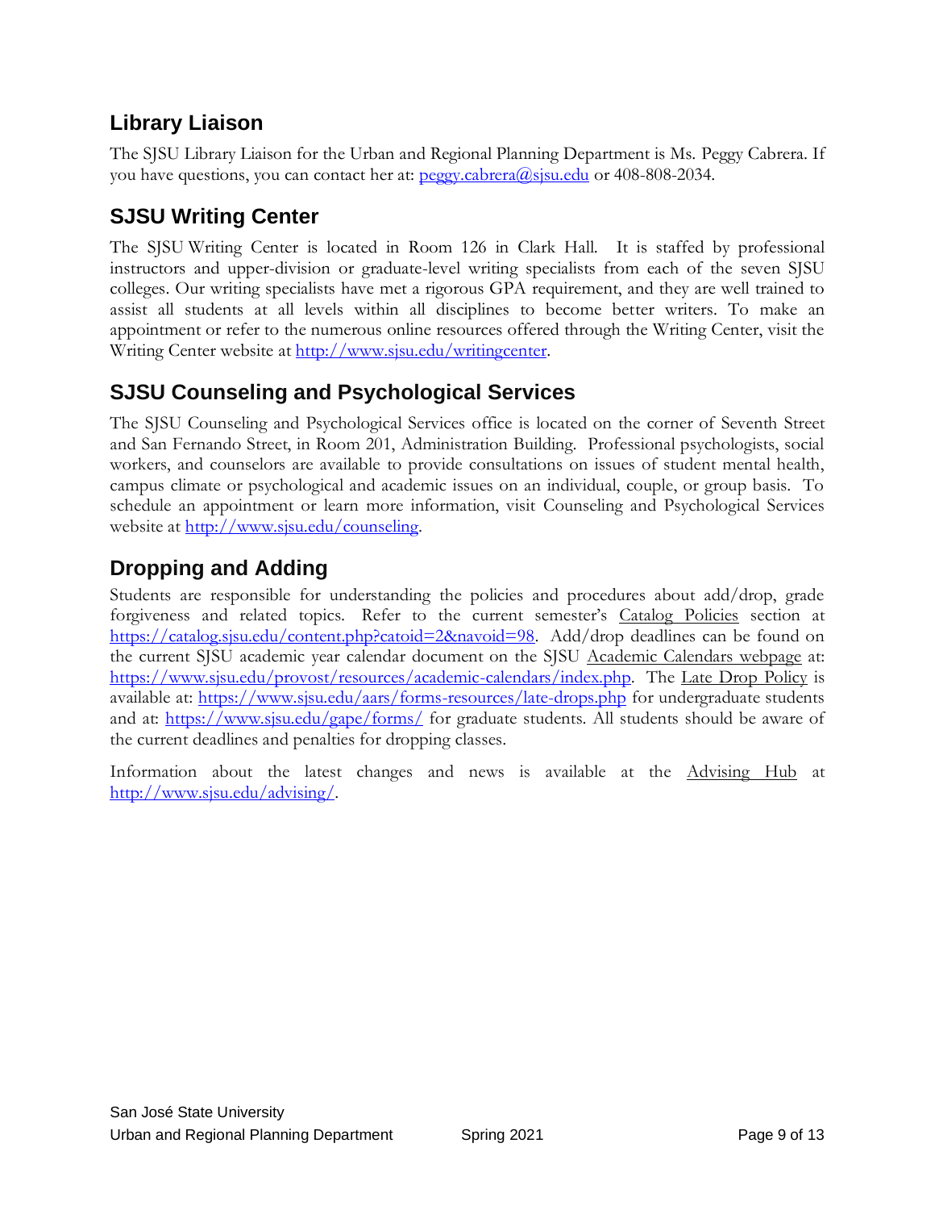## Library Liaison

The SJSU Library Liaison for the Urban and Regional Planning Department is Ms. Peggy Cabrera. If you have questions, you can contact her at: peggy.cabrera@sjsu.edu or 408-808-2034.

## SJSU Writing Center

The SJSU Writing Center is located in Room 126 in Clark Hall. It is staffed by professional instructors and upper-division or graduate-level writing specialists from each of the seven SJSU colleges. Our writing specialists have met a rigorous GPA requirement, and they are well trained to assist all students at all levels within all disciplines to become better writers. To make an appointment or refer to the numerous online resources offered through the Writing Center, visit the Writing Center website at http://www.sjsu.edu/writingcenter.

## SJSU Counseling and Psychological Services

The SJSU Counseling and Psychological Services office is located on the corner of Seventh Street and San Fernando Street, in Room 201, Administration Building. Professional psychologists, social workers, and counselors are available to provide consultations on issues of student mental health, campus climate or psychological and academic issues on an individual, couple, or group basis. To schedule an appointment or learn more information, visit Counseling and Psychological Services website at http://www.sjsu.edu/counseling.

## Dropping and Adding

Students are responsible for understanding the policies and procedures about add/drop, grade forgiveness and related topics. Refer to the current semester's Catalog Policies section at https://catalog.sjsu.edu/content.php?catoid=2&navoid=98. Add/drop deadlines can be found on the current SJSU academic year calendar document on the SJSU Academic Calendars webpage at: https://www.sjsu.edu/provost/resources/academic-calendars/index.php. The Late Drop Policy is available at: https://www.sjsu.edu/aars/forms-resources/late-drops.php for undergraduate students and at: https://www.sjsu.edu/gape/forms/ for graduate students. All students should be aware of the current deadlines and penalties for dropping classes.

Information about the latest changes and news is available at the Advising Hub at http://www.sjsu.edu/advising/.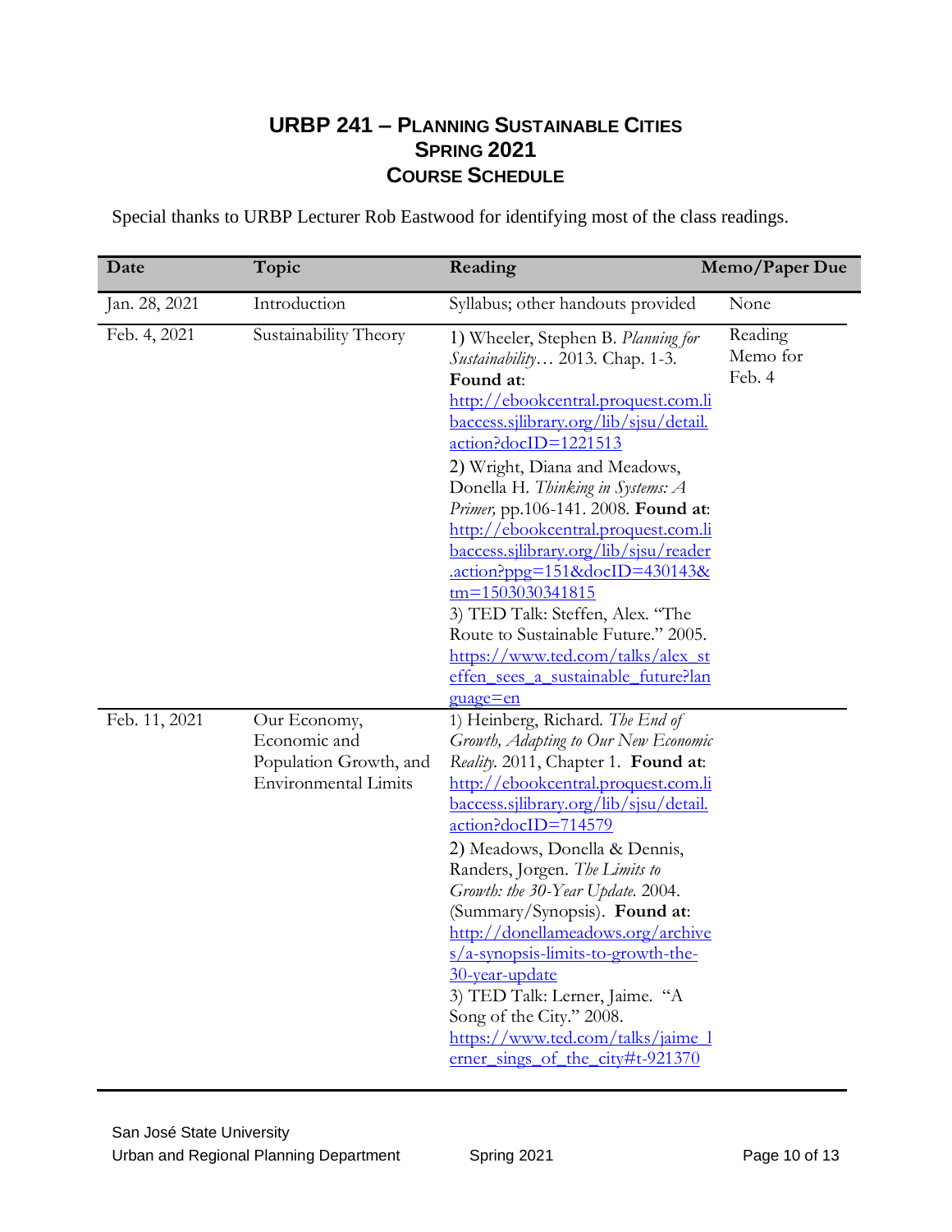# URBP 241 – Planning Sustainable Cities
## Spring 2021
## Course Schedule

Special thanks to URBP Lecturer Rob Eastwood for identifying most of the class readings.

| Date | Topic | Reading | Memo/Paper Due |
|---|---|---|---|
| Jan. 28, 2021 | Introduction | Syllabus; other handouts provided | None |
| Feb. 4, 2021 | Sustainability Theory | 1) Wheeler, Stephen B. *Planning for Sustainability…* 2013. Chap. 1-3. **Found at**: http://ebookcentral.proquest.com.libaccess.sjlibrary.org/lib/sjsu/detail.action?docID=1221513<br>2) Wright, Diana and Meadows, Donella H. *Thinking in Systems: A Primer,* pp.106-141. 2008. **Found at**: http://ebookcentral.proquest.com.libaccess.sjlibrary.org/lib/sjsu/reader.action?ppg=151&docID=430143&tm=1503030341815<br>3) TED Talk: Steffen, Alex. "The Route to Sustainable Future." 2005. https://www.ted.com/talks/alex_steffen_sees_a_sustainable_future?language=en | Reading Memo for Feb. 4 |
| Feb. 11, 2021 | Our Economy, Economic and Population Growth, and Environmental Limits | 1) Heinberg, Richard. *The End of Growth, Adapting to Our New Economic Reality.* 2011, Chapter 1. **Found at**: http://ebookcentral.proquest.com.libaccess.sjlibrary.org/lib/sjsu/detail.action?docID=714579<br>2) Meadows, Donella & Dennis, Randers, Jorgen. *The Limits to Growth: the 30-Year Update.* 2004. (Summary/Synopsis). **Found at**: http://donellameadows.org/archives/a-synopsis-limits-to-growth-the-30-year-update<br>3) TED Talk: Lerner, Jaime. "A Song of the City." 2008. https://www.ted.com/talks/jaime_lerner_sings_of_the_city#t-921370 | |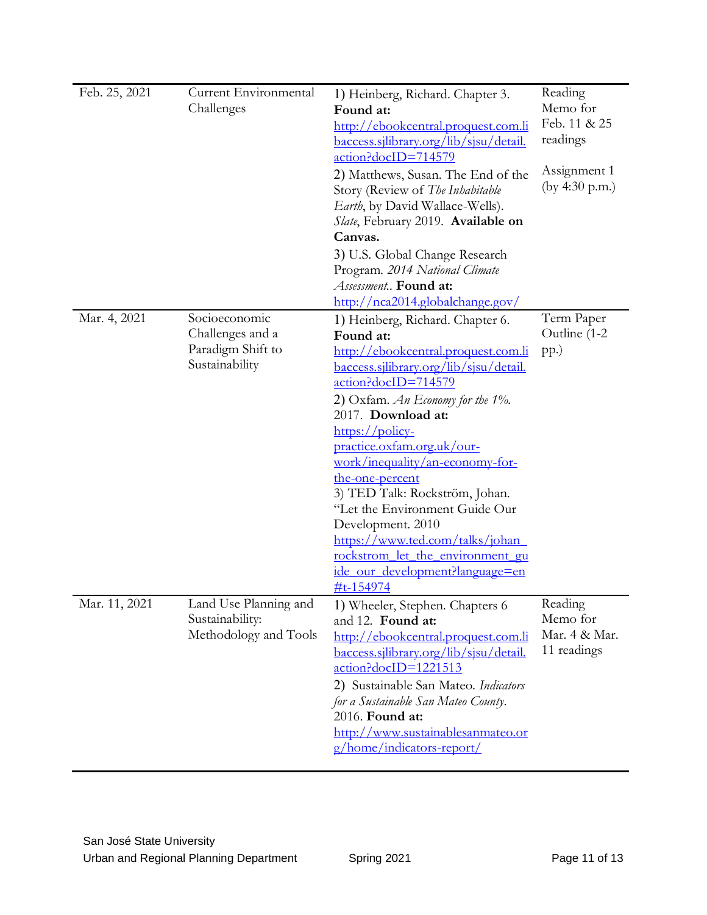| | | | |
|---|---|---|---|
| Feb. 25, 2021 | Current Environmental Challenges | 1) Heinberg, Richard. Chapter 3. **Found at:** http://ebookcentral.proquest.com.libaccess.sjlibrary.org/lib/sjsu/detail.action?docID=714579<br>2) Matthews, Susan. The End of the Story (Review of *The Inhabitable Earth*, by David Wallace-Wells). *Slate*, February 2019. **Available on Canvas.**<br>3) U.S. Global Change Research Program. *2014 National Climate Assessment.*. **Found at:** http://nca2014.globalchange.gov/ | Reading Memo for Feb. 11 & 25 readings<br><br>Assignment 1 (by 4:30 p.m.) |
| Mar. 4, 2021 | Socioeconomic Challenges and a Paradigm Shift to Sustainability | 1) Heinberg, Richard. Chapter 6. **Found at:** http://ebookcentral.proquest.com.libaccess.sjlibrary.org/lib/sjsu/detail.action?docID=714579<br>2) Oxfam. *An Economy for the 1%.* 2017. **Download at:** https://policy-practice.oxfam.org.uk/our-work/inequality/an-economy-for-the-one-percent<br>3) TED Talk: Rockström, Johan. "Let the Environment Guide Our Development. 2010 https://www.ted.com/talks/johan_rockstrom_let_the_environment_guide_our_development?language=en#t-154974 | Term Paper Outline (1-2 pp.) |
| Mar. 11, 2021 | Land Use Planning and Sustainability: Methodology and Tools | 1) Wheeler, Stephen. Chapters 6 and 12. **Found at:** http://ebookcentral.proquest.com.libaccess.sjlibrary.org/lib/sjsu/detail.action?docID=1221513<br>2) Sustainable San Mateo. *Indicators for a Sustainable San Mateo County*. 2016. **Found at:** http://www.sustainablesanmateo.org/home/indicators-report/ | Reading Memo for Mar. 4 & Mar. 11 readings |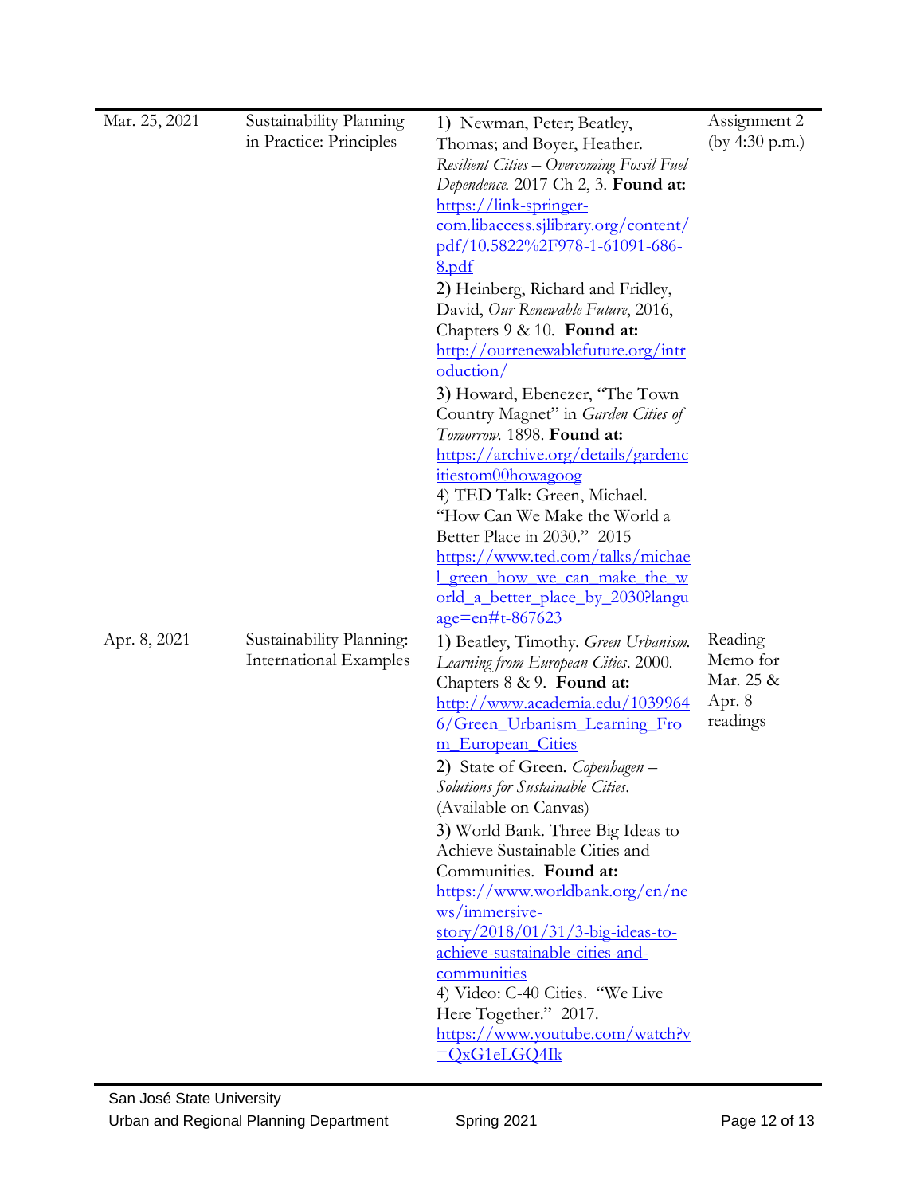| | | | |
|---|---|---|---|
| Mar. 25, 2021 | Sustainability Planning in Practice: Principles | 1) Newman, Peter; Beatley, Thomas; and Boyer, Heather. *Resilient Cities – Overcoming Fossil Fuel Dependence.* 2017 Ch 2, 3. **Found at:** https://link-springer-com.libaccess.sjlibrary.org/content/pdf/10.5822%2F978-1-61091-686-8.pdf<br>2) Heinberg, Richard and Fridley, David, *Our Renewable Future*, 2016, Chapters 9 & 10. **Found at:** http://ourrenewablefuture.org/introduction/<br>3) Howard, Ebenezer, "The Town Country Magnet" in *Garden Cities of Tomorrow.* 1898. **Found at:** https://archive.org/details/gardencitiestom00howagoog<br>4) TED Talk: Green, Michael. "How Can We Make the World a Better Place in 2030." 2015 https://www.ted.com/talks/michael_green_how_we_can_make_the_world_a_better_place_by_2030?language=en#t-867623 | Assignment 2 (by 4:30 p.m.) |
| Apr. 8, 2021 | Sustainability Planning: International Examples | 1) Beatley, Timothy. *Green Urbanism. Learning from European Cities*. 2000. Chapters 8 & 9. **Found at:** http://www.academia.edu/10399646/Green_Urbanism_Learning_From_European_Cities<br>2) State of Green. *Copenhagen – Solutions for Sustainable Cities*. (Available on Canvas)<br>3) World Bank. Three Big Ideas to Achieve Sustainable Cities and Communities. **Found at:** https://www.worldbank.org/en/news/immersive-story/2018/01/31/3-big-ideas-to-achieve-sustainable-cities-and-communities<br>4) Video: C-40 Cities. "We Live Here Together." 2017. https://www.youtube.com/watch?v=QxG1eLGQ4Ik | Reading Memo for Mar. 25 & Apr. 8 readings |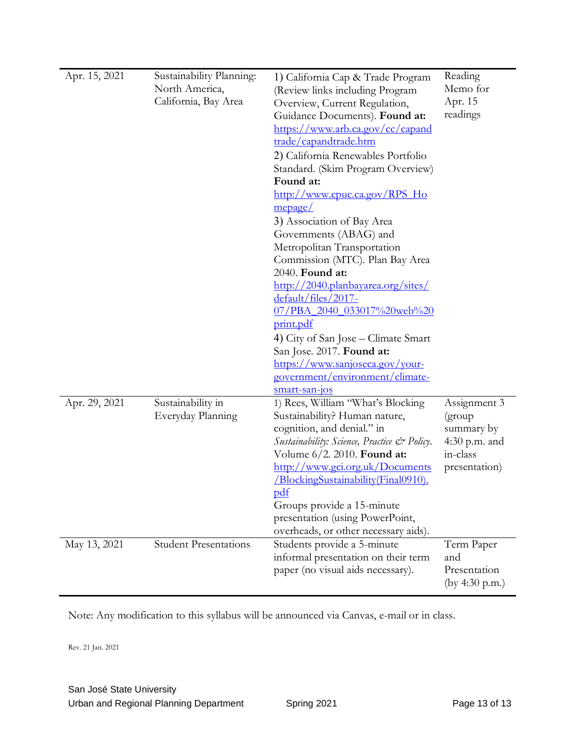| | | | |
|---|---|---|---|
| Apr. 15, 2021 | Sustainability Planning: North America, California, Bay Area | 1) California Cap & Trade Program (Review links including Program Overview, Current Regulation, Guidance Documents). **Found at:** https://www.arb.ca.gov/cc/capandtrade/capandtrade.htm<br>2) California Renewables Portfolio Standard. (Skim Program Overview) **Found at:** http://www.cpuc.ca.gov/RPS_Homepage/<br>3) Association of Bay Area Governments (ABAG) and Metropolitan Transportation Commission (MTC). Plan Bay Area 2040. **Found at:** http://2040.planbayarea.org/sites/default/files/2017-07/PBA_2040_033017%20web%20print.pdf<br>4) City of San Jose – Climate Smart San Jose. 2017. **Found at:** https://www.sanjoseca.gov/your-government/environment/climate-smart-san-jos | Reading Memo for Apr. 15 readings |
| Apr. 29, 2021 | Sustainability in Everyday Planning | 1) Rees, William "What's Blocking Sustainability? Human nature, cognition, and denial." in *Sustainability: Science, Practice & Policy*. Volume 6/2. 2010. **Found at:** http://www.gci.org.uk/Documents/BlockingSustainability(Final0910).pdf<br>Groups provide a 15-minute presentation (using PowerPoint, overheads, or other necessary aids). | Assignment 3 (group summary by 4:30 p.m. and in-class presentation) |
| May 13, 2021 | Student Presentations | Students provide a 5-minute informal presentation on their term paper (no visual aids necessary). | Term Paper and Presentation (by 4:30 p.m.) |

Note: Any modification to this syllabus will be announced via Canvas, e-mail or in class.

Rev. 21 Jan. 2021